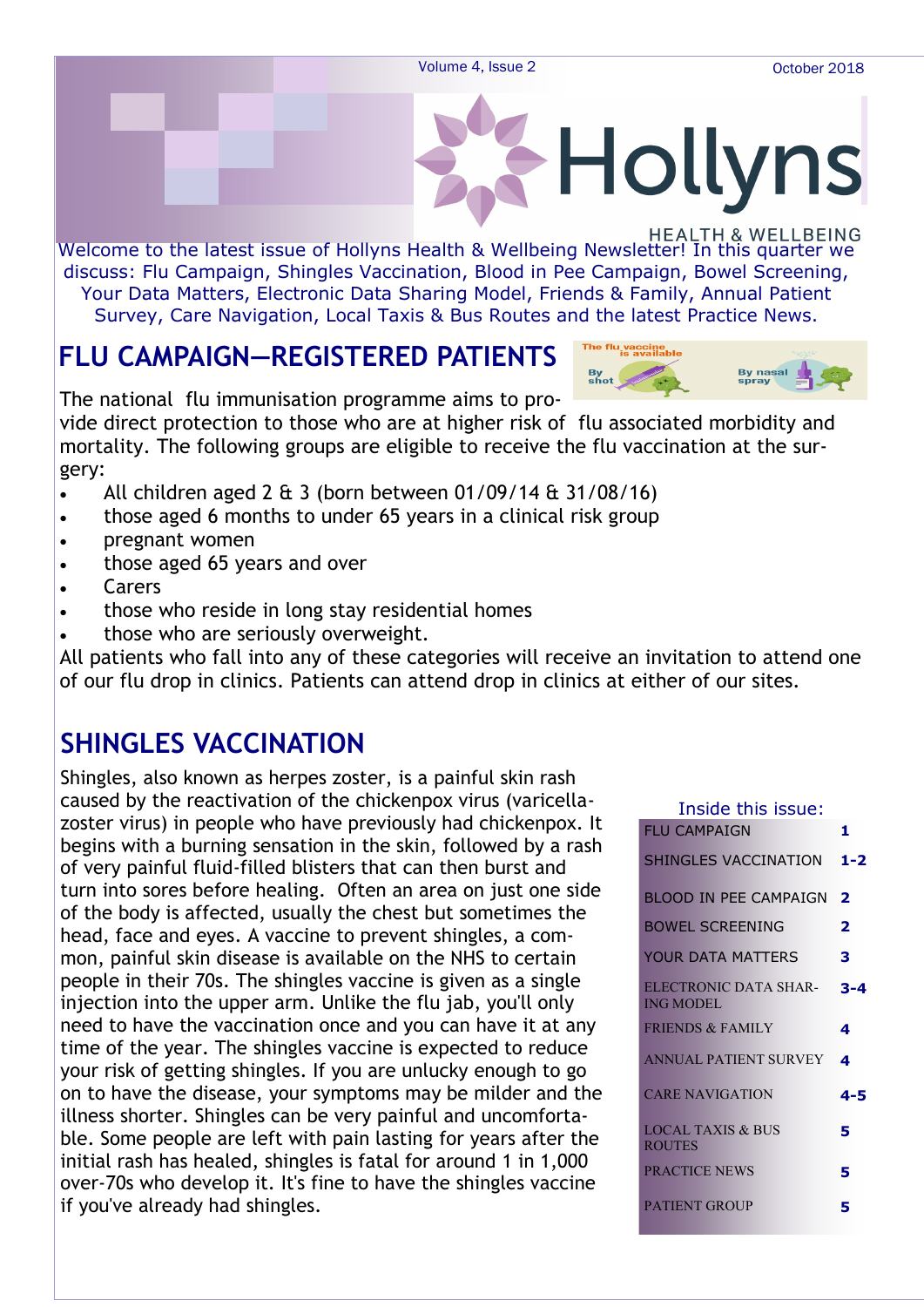# Hollyns

HEALTH & WELLBEING

Volume 4, Issue 2 — October 2018

Welcome to the latest issue of Hollyns Health & Wellbeing Newsletter! In this quarter we discuss: Flu Campaign, Shingles Vaccination, Blood in Pee Campaign, Bowel Screening, Your Data Matters, Electronic Data Sharing Model, Friends & Family, Annual Patient Survey, Care Navigation, Local Taxis & Bus Routes and the latest Practice News.

## FLU CAMPAIGN—REGISTERED PATIENTS

The national flu immunisation programme aims to provide direct protection to those who are at higher risk of flu associated morbidity and mortality. The following groups are eligible to receive the flu vaccination at the surgery:

- All children aged 2 & 3 (born between 01/09/14 & 31/08/16)
- those aged 6 months to under 65 years in a clinical risk group
- pregnant women
- those aged 65 years and over
- Carers
- those who reside in long stay residential homes
- those who are seriously overweight.

All patients who fall into any of these categories will receive an invitation to attend one of our flu drop in clinics. Patients can attend drop in clinics at either of our sites.

## SHINGLES VACCINATION

Shingles, also known as herpes zoster, is a painful skin rash caused by the reactivation of the chickenpox virus (varicella-zoster virus) in people who have previously had chickenpox. It begins with a burning sensation in the skin, followed by a rash of very painful fluid-filled blisters that can then burst and turn into sores before healing. Often an area on just one side of the body is affected, usually the chest but sometimes the head, face and eyes. A vaccine to prevent shingles, a common, painful skin disease is available on the NHS to certain people in their 70s. The shingles vaccine is given as a single injection into the upper arm. Unlike the flu jab, you'll only need to have the vaccination once and you can have it at any time of the year. The shingles vaccine is expected to reduce your risk of getting shingles. If you are unlucky enough to go on to have the disease, your symptoms may be milder and the illness shorter. Shingles can be very painful and uncomfortable. Some people are left with pain lasting for years after the initial rash has healed, shingles is fatal for around 1 in 1,000 over-70s who develop it. It's fine to have the shingles vaccine if you've already had shingles.

**Inside this issue:**

| | |
|---|---|
| FLU CAMPAIGN | 1 |
| SHINGLES VACCINATION | 1-2 |
| BLOOD IN PEE CAMPAIGN | 2 |
| BOWEL SCREENING | 2 |
| YOUR DATA MATTERS | 3 |
| ELECTRONIC DATA SHARING MODEL | 3-4 |
| FRIENDS & FAMILY | 4 |
| ANNUAL PATIENT SURVEY | 4 |
| CARE NAVIGATION | 4-5 |
| LOCAL TAXIS & BUS ROUTES | 5 |
| PRACTICE NEWS | 5 |
| PATIENT GROUP | 5 |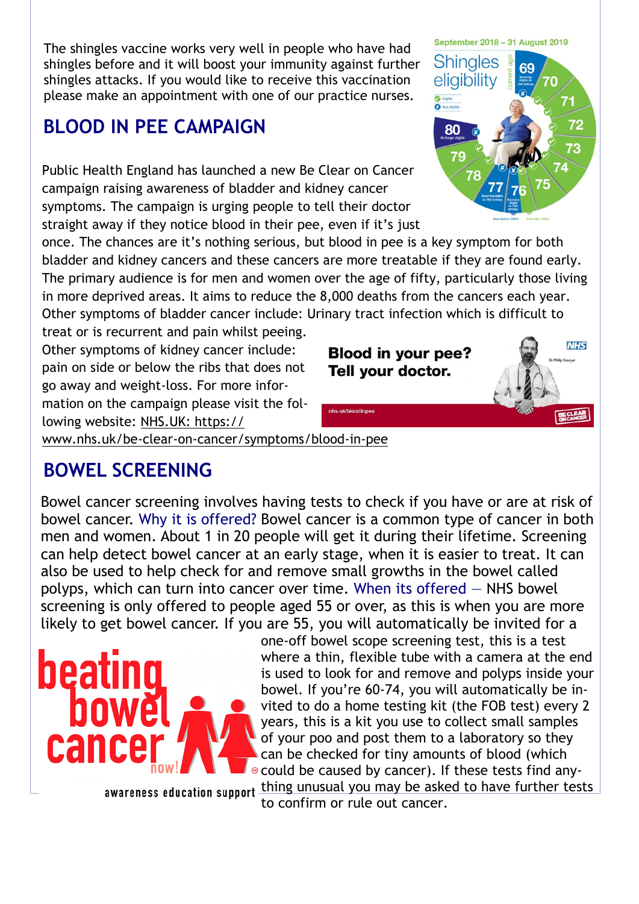The shingles vaccine works very well in people who have had shingles before and it will boost your immunity against further shingles attacks. If you would like to receive this vaccination please make an appointment with one of our practice nurses.

## BLOOD IN PEE CAMPAIGN

Public Health England has launched a new Be Clear on Cancer campaign raising awareness of bladder and kidney cancer symptoms. The campaign is urging people to tell their doctor straight away if they notice blood in their pee, even if it's just once. The chances are it's nothing serious, but blood in pee is a key symptom for both bladder and kidney cancers and these cancers are more treatable if they are found early. The primary audience is for men and women over the age of fifty, particularly those living in more deprived areas. It aims to reduce the 8,000 deaths from the cancers each year. Other symptoms of bladder cancer include: Urinary tract infection which is difficult to treat or is recurrent and pain whilst peeing.
Other symptoms of kidney cancer include: pain on side or below the ribs that does not go away and weight-loss. For more information on the campaign please visit the following website: NHS.UK: https://www.nhs.uk/be-clear-on-cancer/symptoms/blood-in-pee

## BOWEL SCREENING

Bowel cancer screening involves having tests to check if you have or are at risk of bowel cancer. Why it is offered? Bowel cancer is a common type of cancer in both men and women. About 1 in 20 people will get it during their lifetime. Screening can help detect bowel cancer at an early stage, when it is easier to treat. It can also be used to help check for and remove small growths in the bowel called polyps, which can turn into cancer over time. When its offered – NHS bowel screening is only offered to people aged 55 or over, as this is when you are more likely to get bowel cancer. If you are 55, you will automatically be invited for a one-off bowel scope screening test, this is a test where a thin, flexible tube with a camera at the end is used to look for and remove and polyps inside your bowel. If you're 60-74, you will automatically be invited to do a home testing kit (the FOB test) every 2 years, this is a kit you use to collect small samples of your poo and post them to a laboratory so they can be checked for tiny amounts of blood (which could be caused by cancer). If these tests find anything unusual you may be asked to have further tests to confirm or rule out cancer.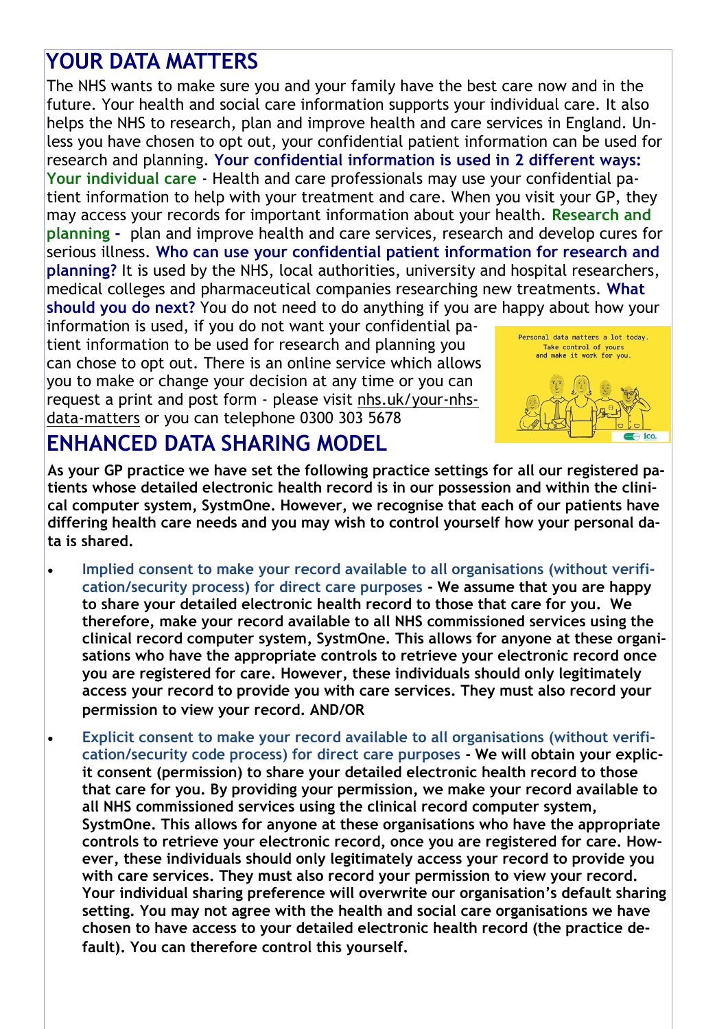## YOUR DATA MATTERS

The NHS wants to make sure you and your family have the best care now and in the future. Your health and social care information supports your individual care. It also helps the NHS to research, plan and improve health and care services in England. Unless you have chosen to opt out, your confidential patient information can be used for research and planning. **Your confidential information is used in 2 different ways:** **Your individual care** - Health and care professionals may use your confidential patient information to help with your treatment and care. When you visit your GP, they may access your records for important information about your health. **Research and planning -** plan and improve health and care services, research and develop cures for serious illness. **Who can use your confidential patient information for research and planning?** It is used by the NHS, local authorities, university and hospital researchers, medical colleges and pharmaceutical companies researching new treatments. **What should you do next?** You do not need to do anything if you are happy about how your information is used, if you do not want your confidential patient information to be used for research and planning you can chose to opt out. There is an online service which allows you to make or change your decision at any time or you can request a print and post form - please visit nhs.uk/your-nhs-data-matters or you can telephone 0300 303 5678

## ENHANCED DATA SHARING MODEL

**As your GP practice we have set the following practice settings for all our registered patients whose detailed electronic health record is in our possession and within the clinical computer system, SystmOne. However, we recognise that each of our patients have differing health care needs and you may wish to control yourself how your personal data is shared.**

- **Implied consent to make your record available to all organisations (without verification/security process) for direct care purposes - We assume that you are happy to share your detailed electronic health record to those that care for you. We therefore, make your record available to all NHS commissioned services using the clinical record computer system, SystmOne. This allows for anyone at these organisations who have the appropriate controls to retrieve your electronic record once you are registered for care. However, these individuals should only legitimately access your record to provide you with care services. They must also record your permission to view your record. AND/OR**
- **Explicit consent to make your record available to all organisations (without verification/security code process) for direct care purposes - We will obtain your explicit consent (permission) to share your detailed electronic health record to those that care for you. By providing your permission, we make your record available to all NHS commissioned services using the clinical record computer system, SystmOne. This allows for anyone at these organisations who have the appropriate controls to retrieve your electronic record, once you are registered for care. However, these individuals should only legitimately access your record to provide you with care services. They must also record your permission to view your record. Your individual sharing preference will overwrite our organisation's default sharing setting. You may not agree with the health and social care organisations we have chosen to have access to your detailed electronic health record (the practice default). You can therefore control this yourself.**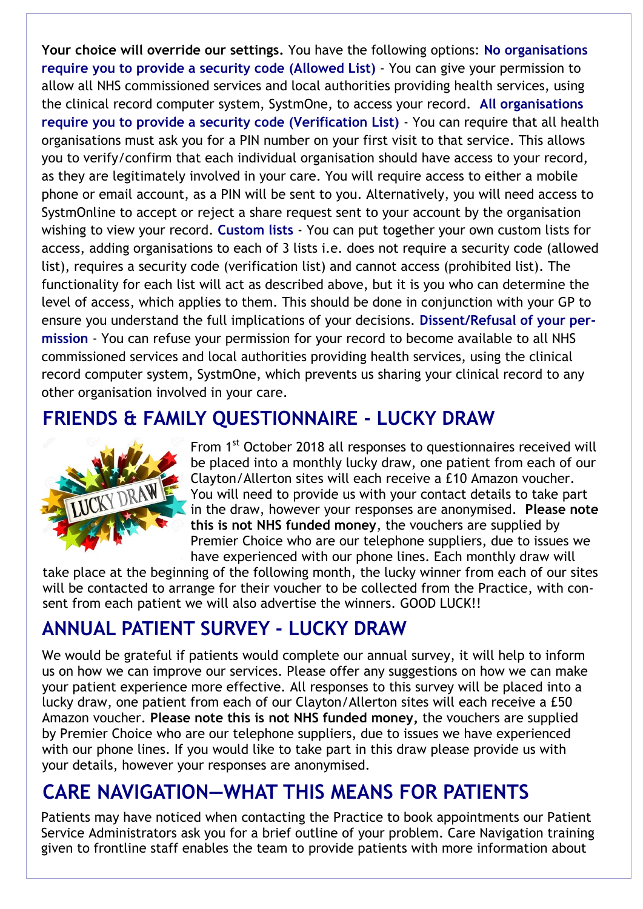**Your choice will override our settings.** You have the following options: **No organisations require you to provide a security code (Allowed List)** - You can give your permission to allow all NHS commissioned services and local authorities providing health services, using the clinical record computer system, SystmOne, to access your record. **All organisations require you to provide a security code (Verification List)** - You can require that all health organisations must ask you for a PIN number on your first visit to that service. This allows you to verify/confirm that each individual organisation should have access to your record, as they are legitimately involved in your care. You will require access to either a mobile phone or email account, as a PIN will be sent to you. Alternatively, you will need access to SystmOnline to accept or reject a share request sent to your account by the organisation wishing to view your record. **Custom lists** - You can put together your own custom lists for access, adding organisations to each of 3 lists i.e. does not require a security code (allowed list), requires a security code (verification list) and cannot access (prohibited list). The functionality for each list will act as described above, but it is you who can determine the level of access, which applies to them. This should be done in conjunction with your GP to ensure you understand the full implications of your decisions. **Dissent/Refusal of your permission** - You can refuse your permission for your record to become available to all NHS commissioned services and local authorities providing health services, using the clinical record computer system, SystmOne, which prevents us sharing your clinical record to any other organisation involved in your care.

## FRIENDS & FAMILY QUESTIONNAIRE - LUCKY DRAW

From 1st October 2018 all responses to questionnaires received will be placed into a monthly lucky draw, one patient from each of our Clayton/Allerton sites will each receive a £10 Amazon voucher. You will need to provide us with your contact details to take part in the draw, however your responses are anonymised. **Please note this is not NHS funded money**, the vouchers are supplied by Premier Choice who are our telephone suppliers, due to issues we have experienced with our phone lines. Each monthly draw will take place at the beginning of the following month, the lucky winner from each of our sites will be contacted to arrange for their voucher to be collected from the Practice, with consent from each patient we will also advertise the winners. GOOD LUCK!!

## ANNUAL PATIENT SURVEY - LUCKY DRAW

We would be grateful if patients would complete our annual survey, it will help to inform us on how we can improve our services. Please offer any suggestions on how we can make your patient experience more effective. All responses to this survey will be placed into a lucky draw, one patient from each of our Clayton/Allerton sites will each receive a £50 Amazon voucher. **Please note this is not NHS funded money,** the vouchers are supplied by Premier Choice who are our telephone suppliers, due to issues we have experienced with our phone lines. If you would like to take part in this draw please provide us with your details, however your responses are anonymised.

## CARE NAVIGATION—WHAT THIS MEANS FOR PATIENTS

Patients may have noticed when contacting the Practice to book appointments our Patient Service Administrators ask you for a brief outline of your problem. Care Navigation training given to frontline staff enables the team to provide patients with more information about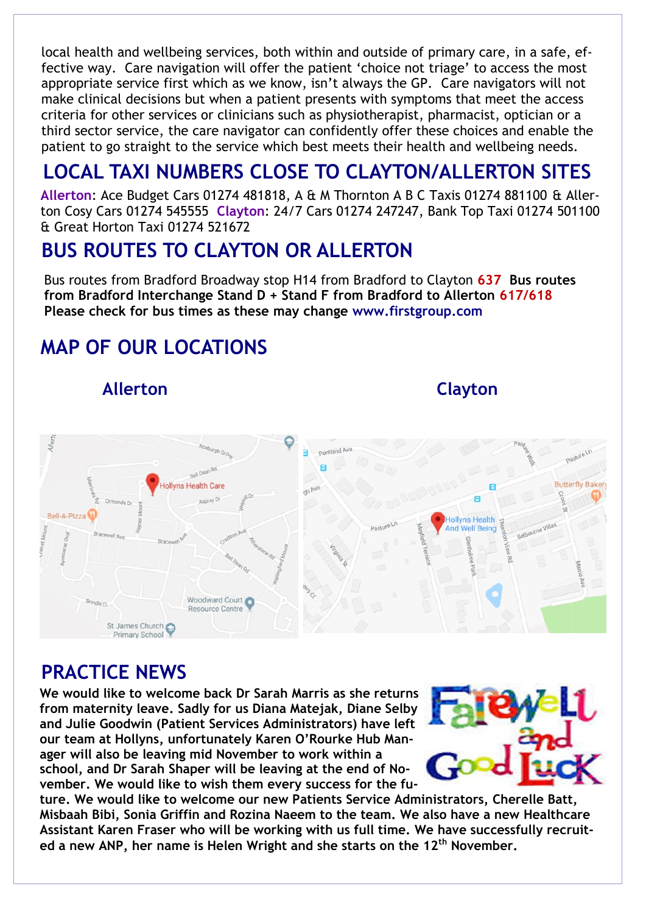local health and wellbeing services, both within and outside of primary care, in a safe, effective way. Care navigation will offer the patient 'choice not triage' to access the most appropriate service first which as we know, isn't always the GP. Care navigators will not make clinical decisions but when a patient presents with symptoms that meet the access criteria for other services or clinicians such as physiotherapist, pharmacist, optician or a third sector service, the care navigator can confidently offer these choices and enable the patient to go straight to the service which best meets their health and wellbeing needs.

## LOCAL TAXI NUMBERS CLOSE TO CLAYTON/ALLERTON SITES

**Allerton**: Ace Budget Cars 01274 481818, A & M Thornton A B C Taxis 01274 881100 & Allerton Cosy Cars 01274 545555 **Clayton**: 24/7 Cars 01274 247247, Bank Top Taxi 01274 501100 & Great Horton Taxi 01274 521672

## BUS ROUTES TO CLAYTON OR ALLERTON

Bus routes from Bradford Broadway stop H14 from Bradford to Clayton **637** **Bus routes from Bradford Interchange Stand D + Stand F from Bradford to Allerton 617/618 Please check for bus times as these may change www.firstgroup.com**

## MAP OF OUR LOCATIONS

**Allerton** **Clayton**

## PRACTICE NEWS

**We would like to welcome back Dr Sarah Marris as she returns from maternity leave. Sadly for us Diana Matejak, Diane Selby and Julie Goodwin (Patient Services Administrators) have left our team at Hollyns, unfortunately Karen O'Rourke Hub Manager will also be leaving mid November to work within a school, and Dr Sarah Shaper will be leaving at the end of November. We would like to wish them every success for the future. We would like to welcome our new Patients Service Administrators, Cherelle Batt, Misbaah Bibi, Sonia Griffin and Rozina Naeem to the team. We also have a new Healthcare Assistant Karen Fraser who will be working with us full time. We have successfully recruited a new ANP, her name is Helen Wright and she starts on the 12th November.**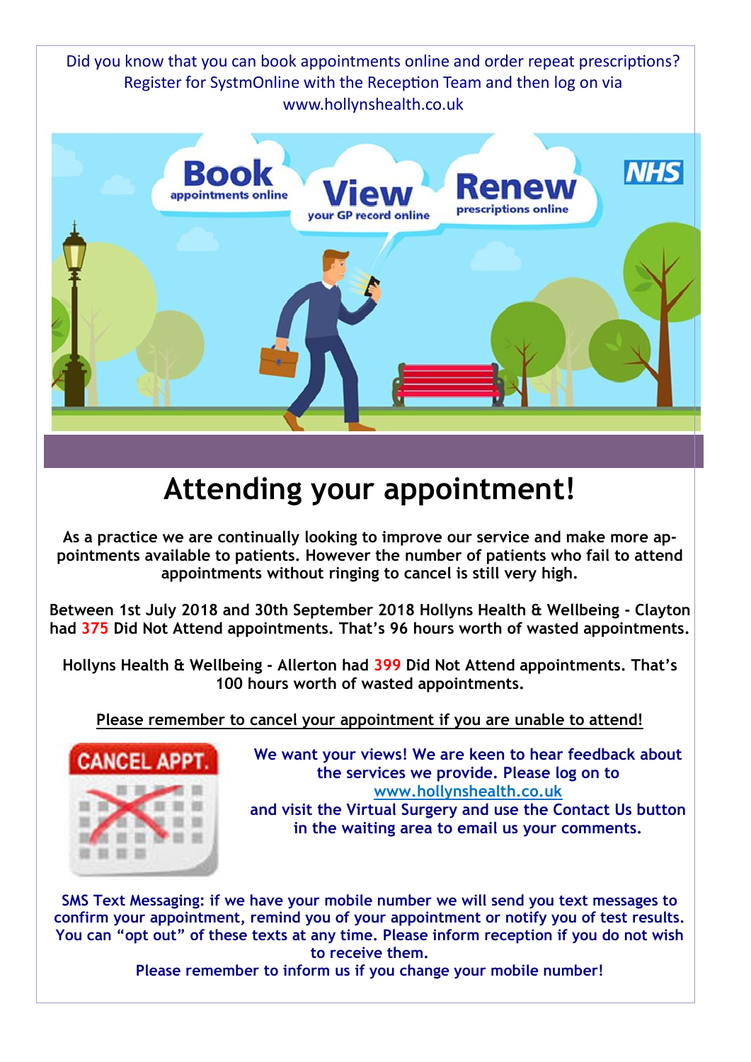Did you know that you can book appointments online and order repeat prescriptions? Register for SystmOnline with the Reception Team and then log on via www.hollynshealth.co.uk

# Attending your appointment!

**As a practice we are continually looking to improve our service and make more appointments available to patients. However the number of patients who fail to attend appointments without ringing to cancel is still very high.**

**Between 1st July 2018 and 30th September 2018 Hollyns Health & Wellbeing - Clayton had 375 Did Not Attend appointments. That's 96 hours worth of wasted appointments.**

**Hollyns Health & Wellbeing - Allerton had 399 Did Not Attend appointments. That's 100 hours worth of wasted appointments.**

**Please remember to cancel your appointment if you are unable to attend!**

**We want your views! We are keen to hear feedback about the services we provide. Please log on to [www.hollynshealth.co.uk](www.hollynshealth.co.uk) and visit the Virtual Surgery and use the Contact Us button in the waiting area to email us your comments.**

**SMS Text Messaging: if we have your mobile number we will send you text messages to confirm your appointment, remind you of your appointment or notify you of test results. You can "opt out" of these texts at any time. Please inform reception if you do not wish to receive them.**

**Please remember to inform us if you change your mobile number!**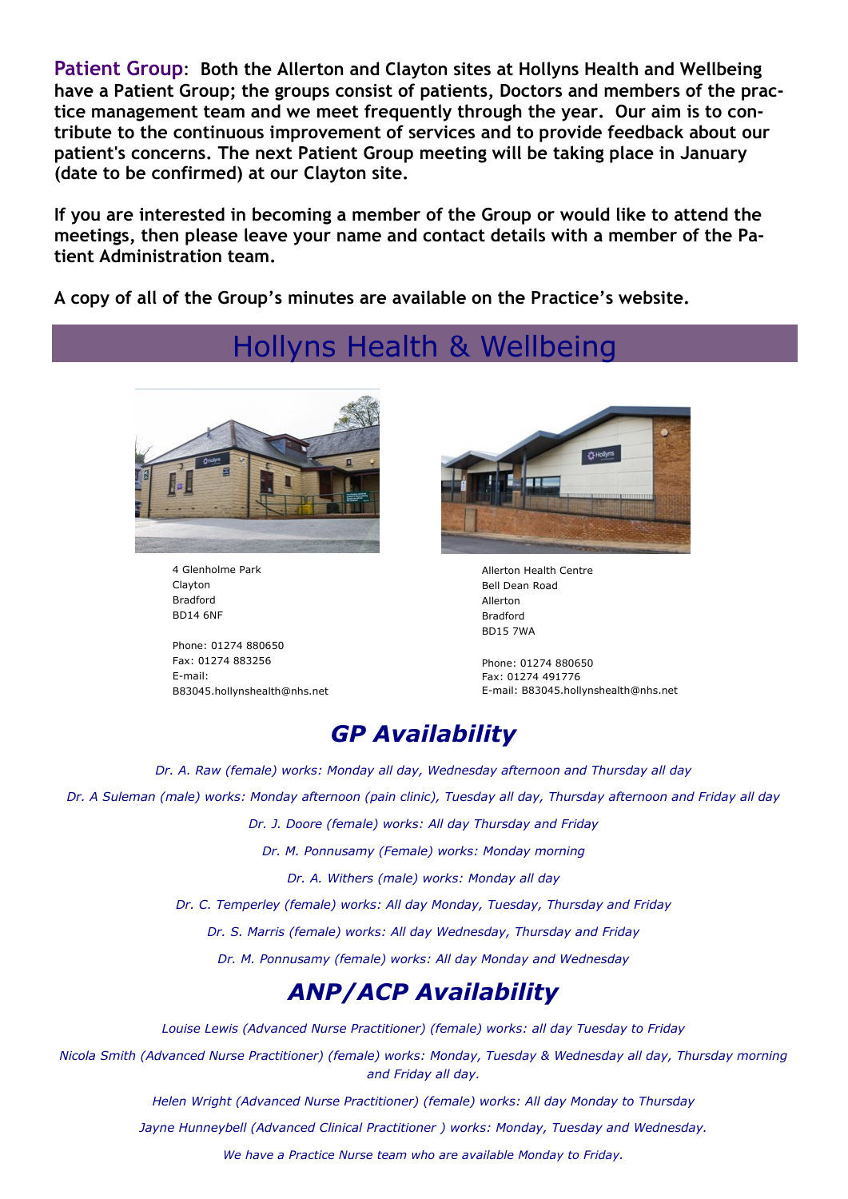**Patient Group**: **Both the Allerton and Clayton sites at Hollyns Health and Wellbeing have a Patient Group; the groups consist of patients, Doctors and members of the practice management team and we meet frequently through the year. Our aim is to contribute to the continuous improvement of services and to provide feedback about our patient's concerns. The next Patient Group meeting will be taking place in January (date to be confirmed) at our Clayton site.**

**If you are interested in becoming a member of the Group or would like to attend the meetings, then please leave your name and contact details with a member of the Patient Administration team.**

**A copy of all of the Group's minutes are available on the Practice's website.**

# Hollyns Health & Wellbeing

4 Glenholme Park
Clayton
Bradford
BD14 6NF

Phone: 01274 880650
Fax: 01274 883256
E-mail:
B83045.hollynshealth@nhs.net

Allerton Health Centre
Bell Dean Road
Allerton
Bradford
BD15 7WA

Phone: 01274 880650
Fax: 01274 491776
E-mail: B83045.hollynshealth@nhs.net

## *GP Availability*

*Dr. A. Raw (female) works: Monday all day, Wednesday afternoon and Thursday all day*

*Dr. A Suleman (male) works: Monday afternoon (pain clinic), Tuesday all day, Thursday afternoon and Friday all day*

*Dr. J. Doore (female) works: All day Thursday and Friday*

*Dr. M. Ponnusamy (Female) works: Monday morning*

*Dr. A. Withers (male) works: Monday all day*

*Dr. C. Temperley (female) works: All day Monday, Tuesday, Thursday and Friday*

*Dr. S. Marris (female) works: All day Wednesday, Thursday and Friday*

*Dr. M. Ponnusamy (female) works: All day Monday and Wednesday*

## *ANP/ACP Availability*

*Louise Lewis (Advanced Nurse Practitioner) (female) works: all day Tuesday to Friday*

*Nicola Smith (Advanced Nurse Practitioner) (female) works: Monday, Tuesday & Wednesday all day, Thursday morning and Friday all day.*

*Helen Wright (Advanced Nurse Practitioner) (female) works: All day Monday to Thursday*

*Jayne Hunneybell (Advanced Clinical Practitioner ) works: Monday, Tuesday and Wednesday.*

*We have a Practice Nurse team who are available Monday to Friday.*